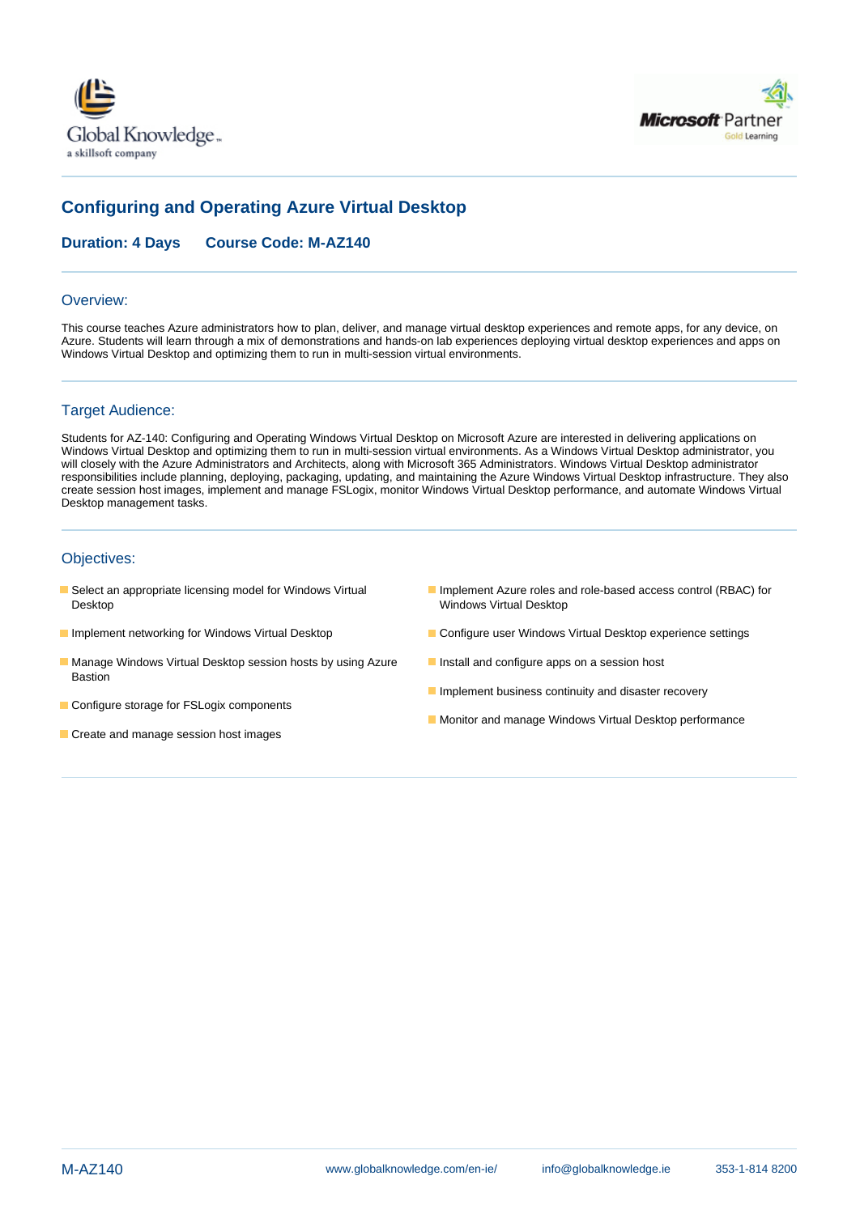# Configuring and Operating Azure Virtual Desktop

**Duration: 4 Days** **Course Code: M-AZ140**

## Overview:

This course teaches Azure administrators how to plan, deliver, and manage virtual desktop experiences and remote apps, for any device, on Azure. Students will learn through a mix of demonstrations and hands-on lab experiences deploying virtual desktop experiences and apps on Windows Virtual Desktop and optimizing them to run in multi-session virtual environments.

## Target Audience:

Students for AZ-140: Configuring and Operating Windows Virtual Desktop on Microsoft Azure are interested in delivering applications on Windows Virtual Desktop and optimizing them to run in multi-session virtual environments. As a Windows Virtual Desktop administrator, you will closely with the Azure Administrators and Architects, along with Microsoft 365 Administrators. Windows Virtual Desktop administrator responsibilities include planning, deploying, packaging, updating, and maintaining the Azure Windows Virtual Desktop infrastructure. They also create session host images, implement and manage FSLogix, monitor Windows Virtual Desktop performance, and automate Windows Virtual Desktop management tasks.

## Objectives:

- Select an appropriate licensing model for Windows Virtual Desktop
- Implement networking for Windows Virtual Desktop
- Manage Windows Virtual Desktop session hosts by using Azure Bastion
- Configure storage for FSLogix components
- Create and manage session host images
- Implement Azure roles and role-based access control (RBAC) for Windows Virtual Desktop
- Configure user Windows Virtual Desktop experience settings
- Install and configure apps on a session host
- Implement business continuity and disaster recovery
- Monitor and manage Windows Virtual Desktop performance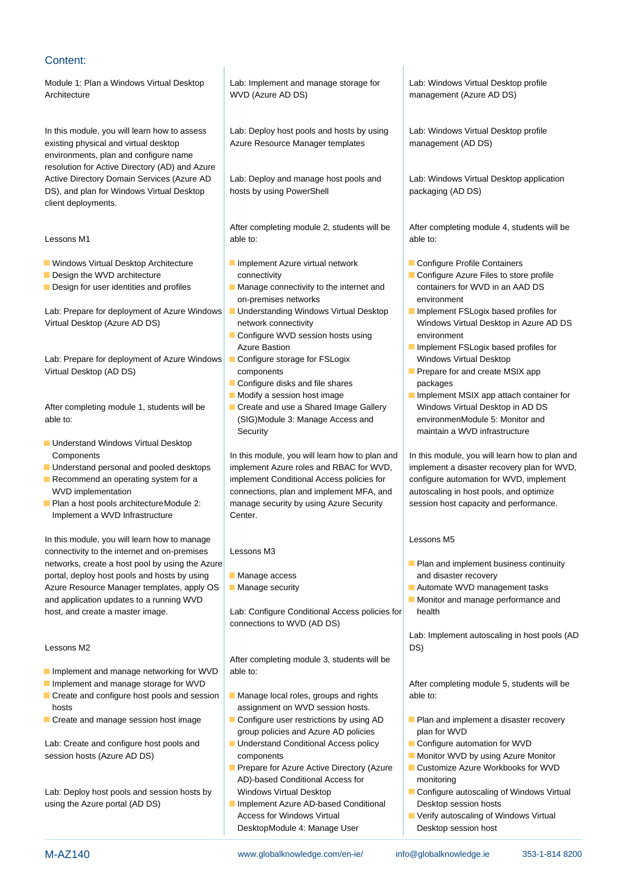## Content:

Module 1: Plan a Windows Virtual Desktop Architecture

In this module, you will learn how to assess existing physical and virtual desktop environments, plan and configure name resolution for Active Directory (AD) and Azure Active Directory Domain Services (Azure AD DS), and plan for Windows Virtual Desktop client deployments.

Lessons M1

- Windows Virtual Desktop Architecture
- Design the WVD architecture
- Design for user identities and profiles

Lab: Prepare for deployment of Azure Windows Virtual Desktop (Azure AD DS)

Lab: Prepare for deployment of Azure Windows Virtual Desktop (AD DS)

After completing module 1, students will be able to:

- Understand Windows Virtual Desktop Components
- Understand personal and pooled desktops
- Recommend an operating system for a WVD implementation
- Plan a host pools architecture

Module 2: Implement a WVD Infrastructure

In this module, you will learn how to manage connectivity to the internet and on-premises networks, create a host pool by using the Azure portal, deploy host pools and hosts by using Azure Resource Manager templates, apply OS and application updates to a running WVD host, and create a master image.

Lessons M2

- Implement and manage networking for WVD
- Implement and manage storage for WVD
- Create and configure host pools and session hosts
- Create and manage session host image

Lab: Create and configure host pools and session hosts (Azure AD DS)

Lab: Deploy host pools and session hosts by using the Azure portal (AD DS)

Lab: Implement and manage storage for WVD (Azure AD DS)

Lab: Deploy host pools and hosts by using Azure Resource Manager templates

Lab: Deploy and manage host pools and hosts by using PowerShell

After completing module 2, students will be able to:

- Implement Azure virtual network connectivity
- Manage connectivity to the internet and on-premises networks
- Understanding Windows Virtual Desktop network connectivity
- Configure WVD session hosts using Azure Bastion
- Configure storage for FSLogix components
- Configure disks and file shares
- Modify a session host image
- Create and use a Shared Image Gallery (SIG)

Module 3: Manage Access and Security

In this module, you will learn how to plan and implement Azure roles and RBAC for WVD, implement Conditional Access policies for connections, plan and implement MFA, and manage security by using Azure Security Center.

Lessons M3

- Manage access
- Manage security

Lab: Configure Conditional Access policies for connections to WVD (AD DS)

After completing module 3, students will be able to:

- Manage local roles, groups and rights assignment on WVD session hosts.
- Configure user restrictions by using AD group policies and Azure AD policies
- Understand Conditional Access policy components
- Prepare for Azure Active Directory (Azure AD)-based Conditional Access for Windows Virtual Desktop
- Implement Azure AD-based Conditional Access for Windows Virtual Desktop

Module 4: Manage User

Lab: Windows Virtual Desktop profile management (Azure AD DS)

Lab: Windows Virtual Desktop profile management (AD DS)

Lab: Windows Virtual Desktop application packaging (AD DS)

After completing module 4, students will be able to:

- Configure Profile Containers
- Configure Azure Files to store profile containers for WVD in an AAD DS environment
- Implement FSLogix based profiles for Windows Virtual Desktop in Azure AD DS environment
- Implement FSLogix based profiles for Windows Virtual Desktop
- Prepare for and create MSIX app packages
- Implement MSIX app attach container for Windows Virtual Desktop in AD DS environmen

Module 5: Monitor and maintain a WVD infrastructure

In this module, you will learn how to plan and implement a disaster recovery plan for WVD, configure automation for WVD, implement autoscaling in host pools, and optimize session host capacity and performance.

Lessons M5

- Plan and implement business continuity and disaster recovery
- Automate WVD management tasks
- Monitor and manage performance and health

Lab: Implement autoscaling in host pools (AD DS)

After completing module 5, students will be able to:

- Plan and implement a disaster recovery plan for WVD
- Configure automation for WVD
- Monitor WVD by using Azure Monitor
- Customize Azure Workbooks for WVD monitoring
- Configure autoscaling of Windows Virtual Desktop session hosts
- Verify autoscaling of Windows Virtual Desktop session host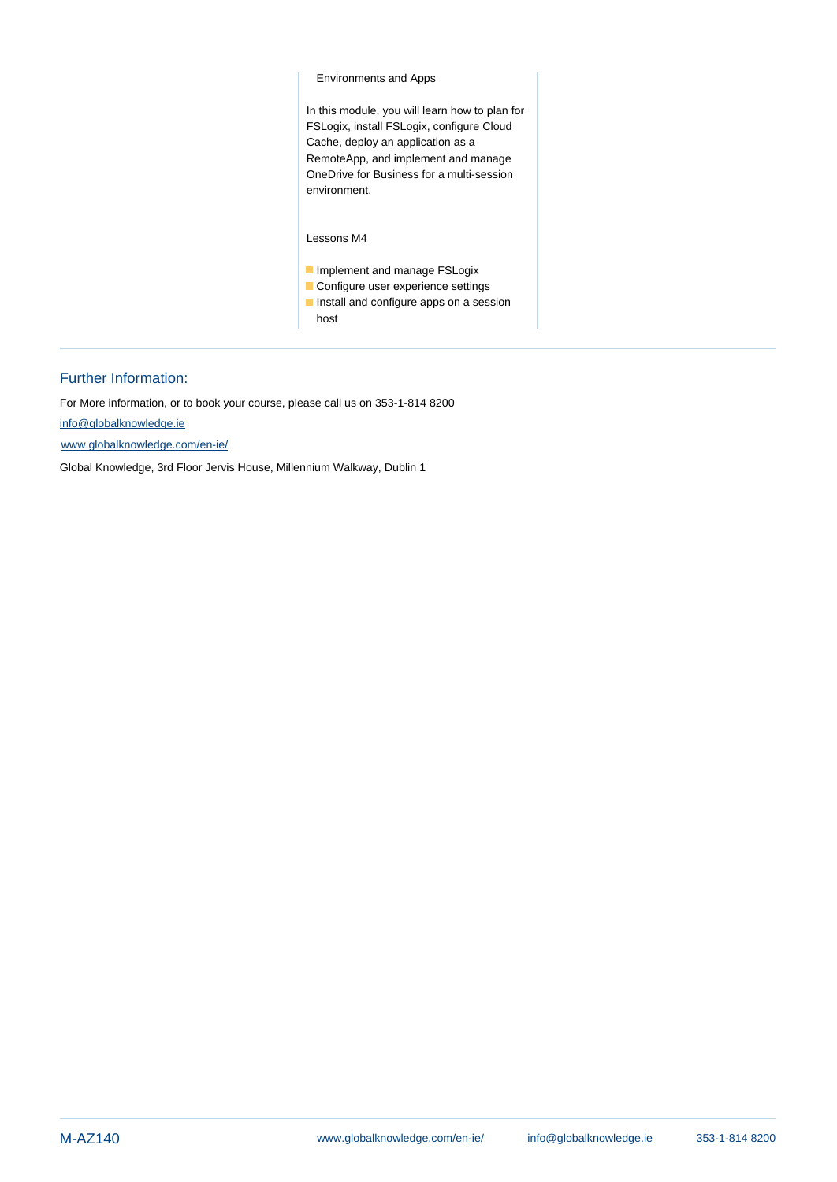Environments and Apps

In this module, you will learn how to plan for FSLogix, install FSLogix, configure Cloud Cache, deploy an application as a RemoteApp, and implement and manage OneDrive for Business for a multi-session environment.

Lessons M4

- Implement and manage FSLogix
- Configure user experience settings
- Install and configure apps on a session host

## Further Information:

For More information, or to book your course, please call us on 353-1-814 8200

info@globalknowledge.ie

www.globalknowledge.com/en-ie/

Global Knowledge, 3rd Floor Jervis House, Millennium Walkway, Dublin 1